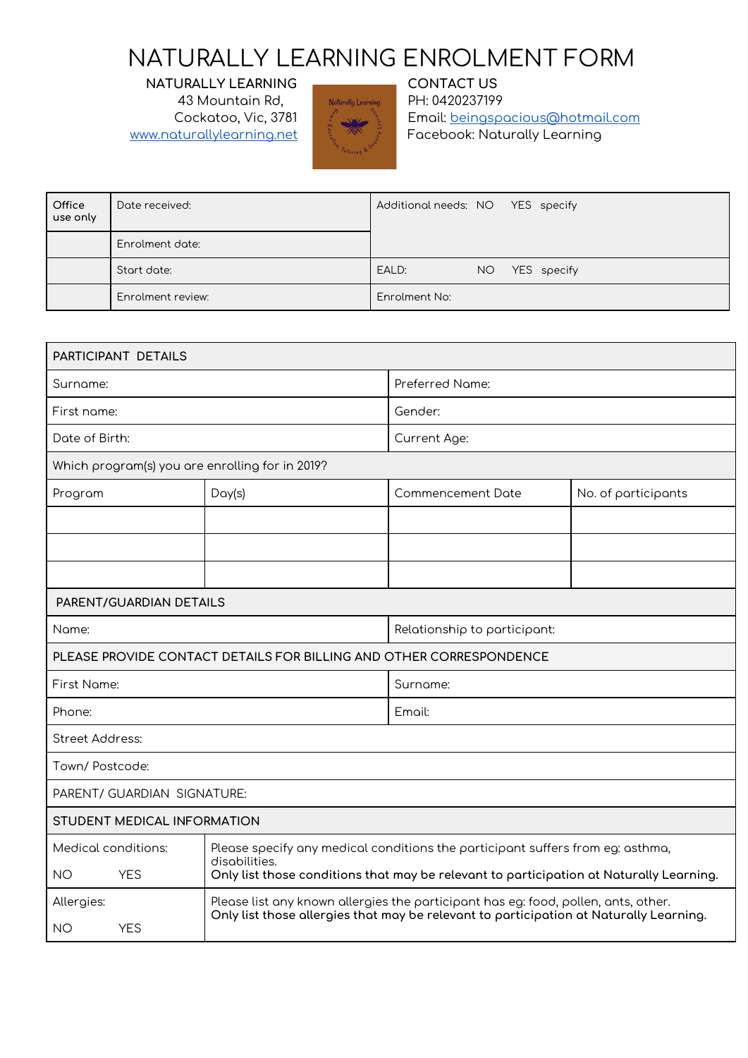# NATURALLY LEARNING ENROLMENT FORM

**NATURALLY LEARNING**
43 Mountain Rd,
Cockatoo, Vic, 3781
www.naturallylearning.net

**CONTACT US**
PH: 0420237199
Email: beingspacious@hotmail.com
Facebook: Naturally Learning

| Office use only | Date received: | Additional needs: NO YES specify |
|---|---|---|
| | Enrolment date: | |
| | Start date: | EALD: NO YES specify |
| | Enrolment review: | Enrolment No: |

| PARTICIPANT DETAILS | | | |
|---|---|---|---|
| Surname: | | Preferred Name: | |
| First name: | | Gender: | |
| Date of Birth: | | Current Age: | |
| Which program(s) you are enrolling for in 2019? | | | |
| Program | Day(s) | Commencement Date | No. of participants |
| | | | |
| | | | |
| | | | |
| **PARENT/GUARDIAN DETAILS** | | | |
| Name: | | Relationship to participant: | |
| **PLEASE PROVIDE CONTACT DETAILS FOR BILLING AND OTHER CORRESPONDENCE** | | | |
| First Name: | | Surname: | |
| Phone: | | Email: | |
| Street Address: | | | |
| Town/ Postcode: | | | |
| PARENT/ GUARDIAN SIGNATURE: | | | |
| **STUDENT MEDICAL INFORMATION** | | | |
| Medical conditions: NO YES | Please specify any medical conditions the participant suffers from eg: asthma, disabilities. **Only list those conditions that may be relevant to participation at Naturally Learning.** | | |
| Allergies: NO YES | Please list any known allergies the participant has eg: food, pollen, ants, other. **Only list those allergies that may be relevant to participation at Naturally Learning.** | | |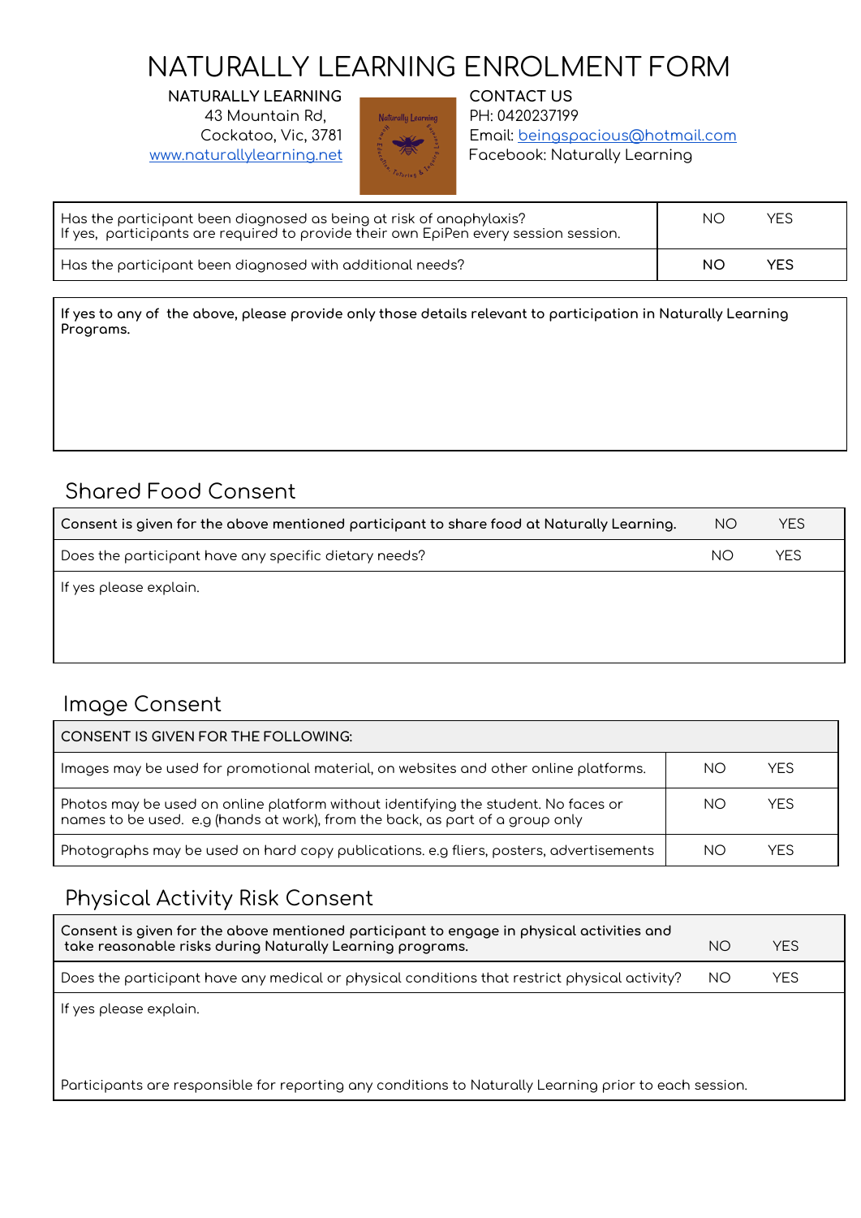# NATURALLY LEARNING ENROLMENT FORM

**NATURALLY LEARNING**
43 Mountain Rd,
Cockatoo, Vic, 3781
www.naturallylearning.net

**CONTACT US**
PH: 0420237199
Email: beingspacious@hotmail.com
Facebook: Naturally Learning

| | | |
|---|---|---|
| Has the participant been diagnosed as being at risk of anaphylaxis?<br>If yes, participants are required to provide their own EpiPen every session session. | NO | YES |
| Has the participant been diagnosed with additional needs? | **NO** | **YES** |

**If yes to any of the above, please provide only those details relevant to participation in Naturally Learning Programs.**

## Shared Food Consent

| | | |
|---|---|---|
| **Consent is given for the above mentioned participant to share food at Naturally Learning.** | NO | YES |
| Does the participant have any specific dietary needs? | NO | YES |

If yes please explain.

## Image Consent

| CONSENT IS GIVEN FOR THE FOLLOWING: | | |
|---|---|---|
| Images may be used for promotional material, on websites and other online platforms. | NO | YES |
| Photos may be used on online platform without identifying the student. No faces or names to be used. e.g (hands at work), from the back, as part of a group only | NO | YES |
| Photographs may be used on hard copy publications. e.g fliers, posters, advertisements | NO | YES |

## Physical Activity Risk Consent

| | | |
|---|---|---|
| **Consent is given for the above mentioned participant to engage in physical activities and take reasonable risks during Naturally Learning programs.** | NO | YES |
| Does the participant have any medical or physical conditions that restrict physical activity? | NO | YES |

If yes please explain.

Participants are responsible for reporting any conditions to Naturally Learning prior to each session.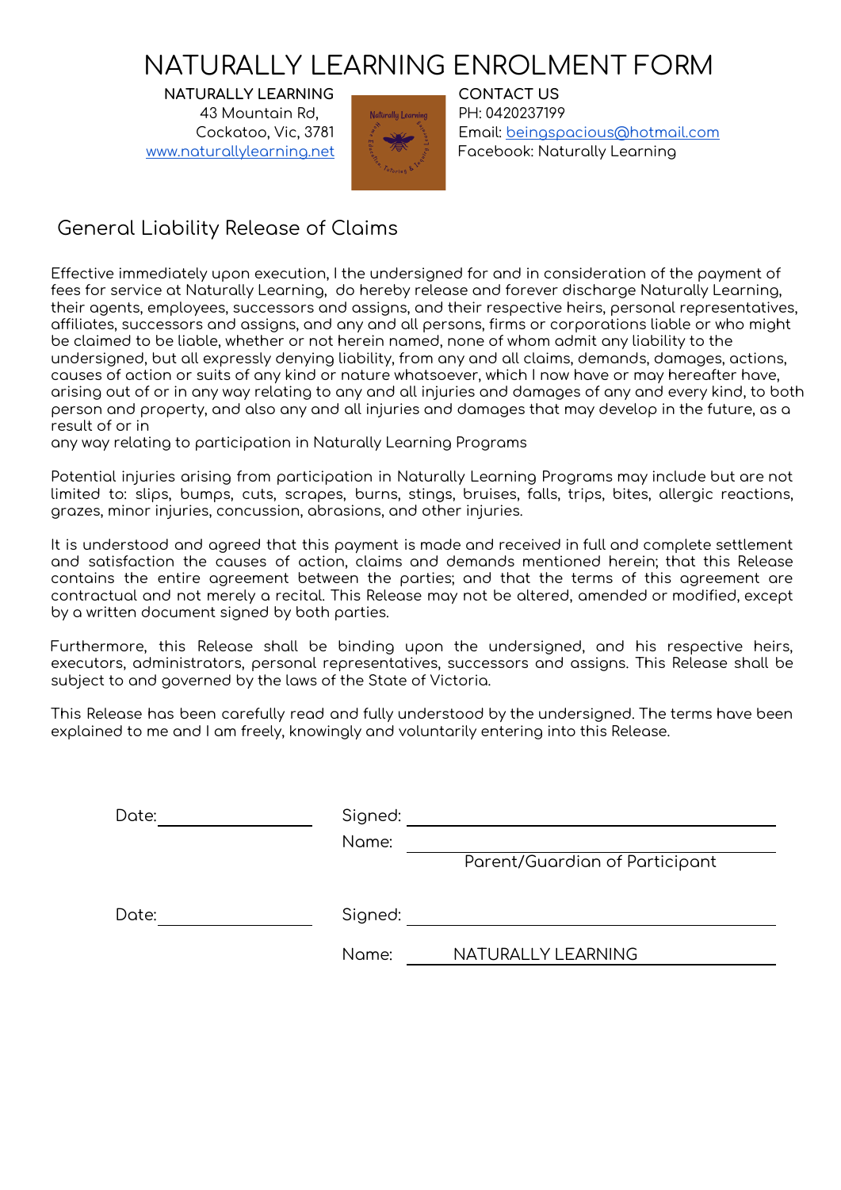# NATURALLY LEARNING ENROLMENT FORM

**NATURALLY LEARNING**
43 Mountain Rd,
Cockatoo, Vic, 3781
www.naturallylearning.net

**CONTACT US**
PH: 0420237199
Email: beingspacious@hotmail.com
Facebook: Naturally Learning

## General Liability Release of Claims

Effective immediately upon execution, I the undersigned for and in consideration of the payment of fees for service at Naturally Learning, do hereby release and forever discharge Naturally Learning, their agents, employees, successors and assigns, and their respective heirs, personal representatives, affiliates, successors and assigns, and any and all persons, firms or corporations liable or who might be claimed to be liable, whether or not herein named, none of whom admit any liability to the undersigned, but all expressly denying liability, from any and all claims, demands, damages, actions, causes of action or suits of any kind or nature whatsoever, which I now have or may hereafter have, arising out of or in any way relating to any and all injuries and damages of any and every kind, to both person and property, and also any and all injuries and damages that may develop in the future, as a result of or in
any way relating to participation in Naturally Learning Programs

Potential injuries arising from participation in Naturally Learning Programs may include but are not limited to: slips, bumps, cuts, scrapes, burns, stings, bruises, falls, trips, bites, allergic reactions, grazes, minor injuries, concussion, abrasions, and other injuries.

It is understood and agreed that this payment is made and received in full and complete settlement and satisfaction the causes of action, claims and demands mentioned herein; that this Release contains the entire agreement between the parties; and that the terms of this agreement are contractual and not merely a recital. This Release may not be altered, amended or modified, except by a written document signed by both parties.

Furthermore, this Release shall be binding upon the undersigned, and his respective heirs, executors, administrators, personal representatives, successors and assigns. This Release shall be subject to and governed by the laws of the State of Victoria.

This Release has been carefully read and fully understood by the undersigned. The terms have been explained to me and I am freely, knowingly and voluntarily entering into this Release.

Date: ________________ Signed: ______________________________

Name: ______________________________
Parent/Guardian of Participant

Date: ________________ Signed: ______________________________

Name: NATURALLY LEARNING